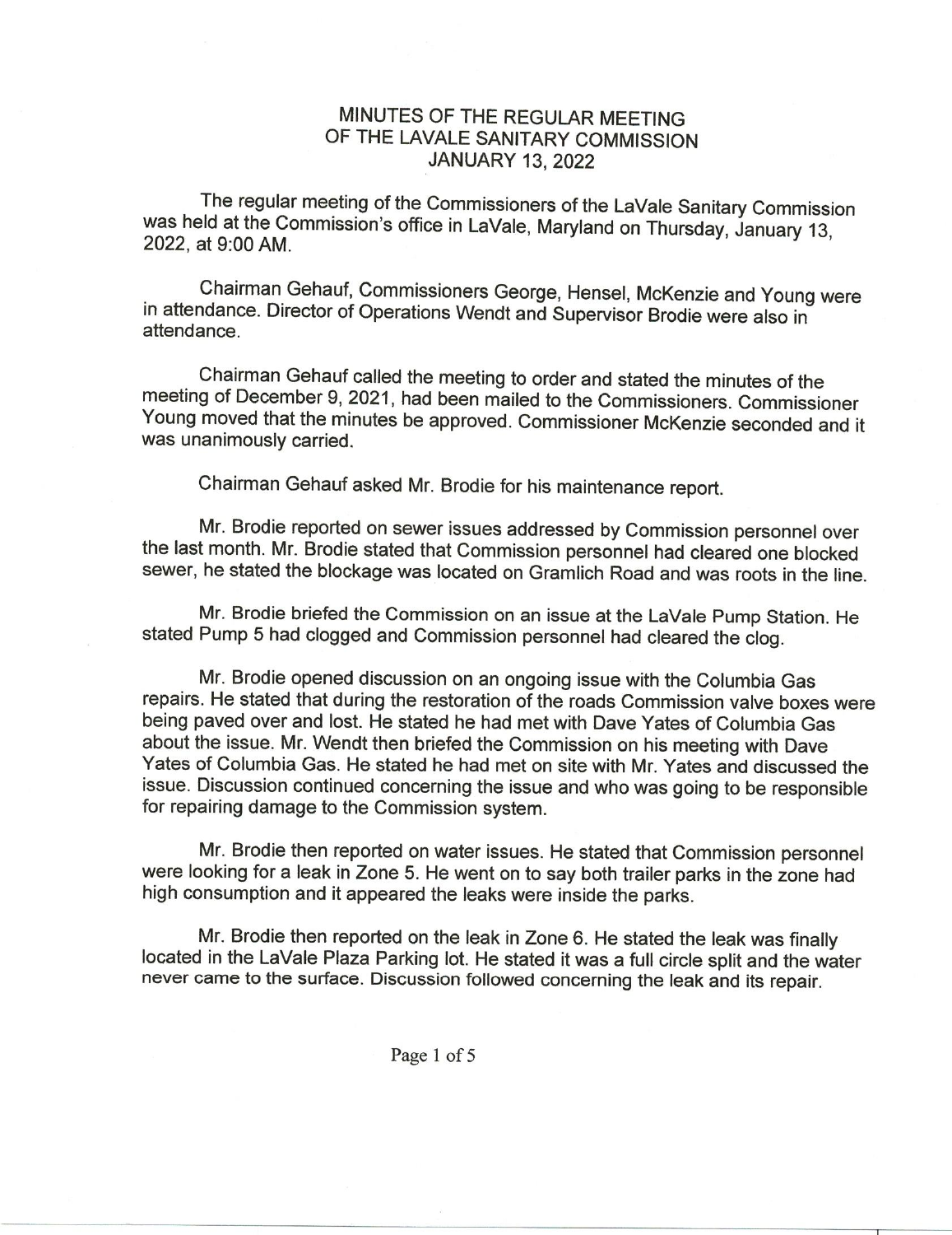# MINUTES OF THE REGULAR MEETING OF THE LAVALE SANITARY COMMISSION JANUARY 13, 2022

The regular meeting of the Commissioners of the LaVale Sanitary Commission was held at the Commission's office in LaVale, Maryland on Thursday, January 13, 2022, at 9:00 AM.

Chairman Gehauf, Commissioners George, Hensel, McKenzie and Young were in attendance. Director of Operations Wendt and Supervisor Brodie were also in attendance.

Chairman Gehauf called the meeting to order and stated the minutes of the meeting of December 9, 2021, had been mailed to the Commissioners. Commissioner Young moved that the minutes be approved. Commissioner McKenzie seconded and it was unanimously carried.

Chairman Gehauf asked Mr. Brodie for his maintenance report.

Mr. Brodie reported on sewer issues addressed by Commission personnel over the last month. Mr. Brodie stated that Commission personnel had cleared one blocked sewer, he stated the blockage was located on Gramlich Road and was roots in the line.

Mr. Brodie briefed the Commission on an issue at the LaVale Pump Station. He stated Pump 5 had clogged and Commission personnel had cleared the clog.

Mr. Brodie opened discussion on an ongoing issue with the Columbia Gas repairs. He stated that during the restoration of the roads Commission valve boxes were being paved over and lost. He stated he had met with Dave Yates of Columbia Gas about the issue. Mr. Wendt then briefed the Commission on his meeting with Dave Yates of Columbia Gas. He stated he had met on site with Mr. Yates and discussed the issue. Discussion continued concerning the issue and who was going to be responsible for repairing damage to the Commission system.

Mr. Brodie then reported on water issues. He stated that Commission personnel were looking for a leak in Zone 5. He went on to say both trailer parks in the zone had high consumption and it appeared the leaks were inside the parks.

Mr. Brodie then reported on the leak in Zone 6. He stated the leak was finally located in the LaVale Plaza Parking lot. He stated it was a full circle split and the water never came to the surface. Discussion followed concerning the leak and its repair.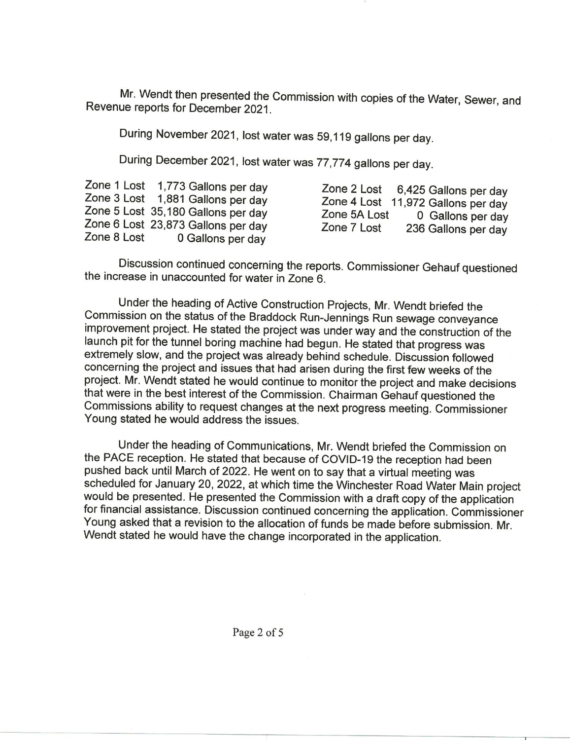Mr. Wendt then presented the Commission with copies of the Water, Sewer, and Revenue reports for December 2021.

During November 2021, lost water was 59,119 gallons per day.

During December 2021, lost water was 77,774 gallons per day.

| | | | |
|---|---|---|---|
| Zone 1 Lost | 1,773 Gallons per day | Zone 2 Lost | 6,425 Gallons per day |
| Zone 3 Lost | 1,881 Gallons per day | Zone 4 Lost | 11,972 Gallons per day |
| Zone 5 Lost | 35,180 Gallons per day | Zone 5A Lost | 0 Gallons per day |
| Zone 6 Lost | 23,873 Gallons per day | Zone 7 Lost | 236 Gallons per day |
| Zone 8 Lost | 0 Gallons per day | | |

Discussion continued concerning the reports. Commissioner Gehauf questioned the increase in unaccounted for water in Zone 6.

Under the heading of Active Construction Projects, Mr. Wendt briefed the Commission on the status of the Braddock Run-Jennings Run sewage conveyance improvement project. He stated the project was under way and the construction of the launch pit for the tunnel boring machine had begun. He stated that progress was extremely slow, and the project was already behind schedule. Discussion followed concerning the project and issues that had arisen during the first few weeks of the project. Mr. Wendt stated he would continue to monitor the project and make decisions that were in the best interest of the Commission. Chairman Gehauf questioned the Commissions ability to request changes at the next progress meeting. Commissioner Young stated he would address the issues.

Under the heading of Communications, Mr. Wendt briefed the Commission on the PACE reception. He stated that because of COVID-19 the reception had been pushed back until March of 2022. He went on to say that a virtual meeting was scheduled for January 20, 2022, at which time the Winchester Road Water Main project would be presented. He presented the Commission with a draft copy of the application for financial assistance. Discussion continued concerning the application. Commissioner Young asked that a revision to the allocation of funds be made before submission. Mr. Wendt stated he would have the change incorporated in the application.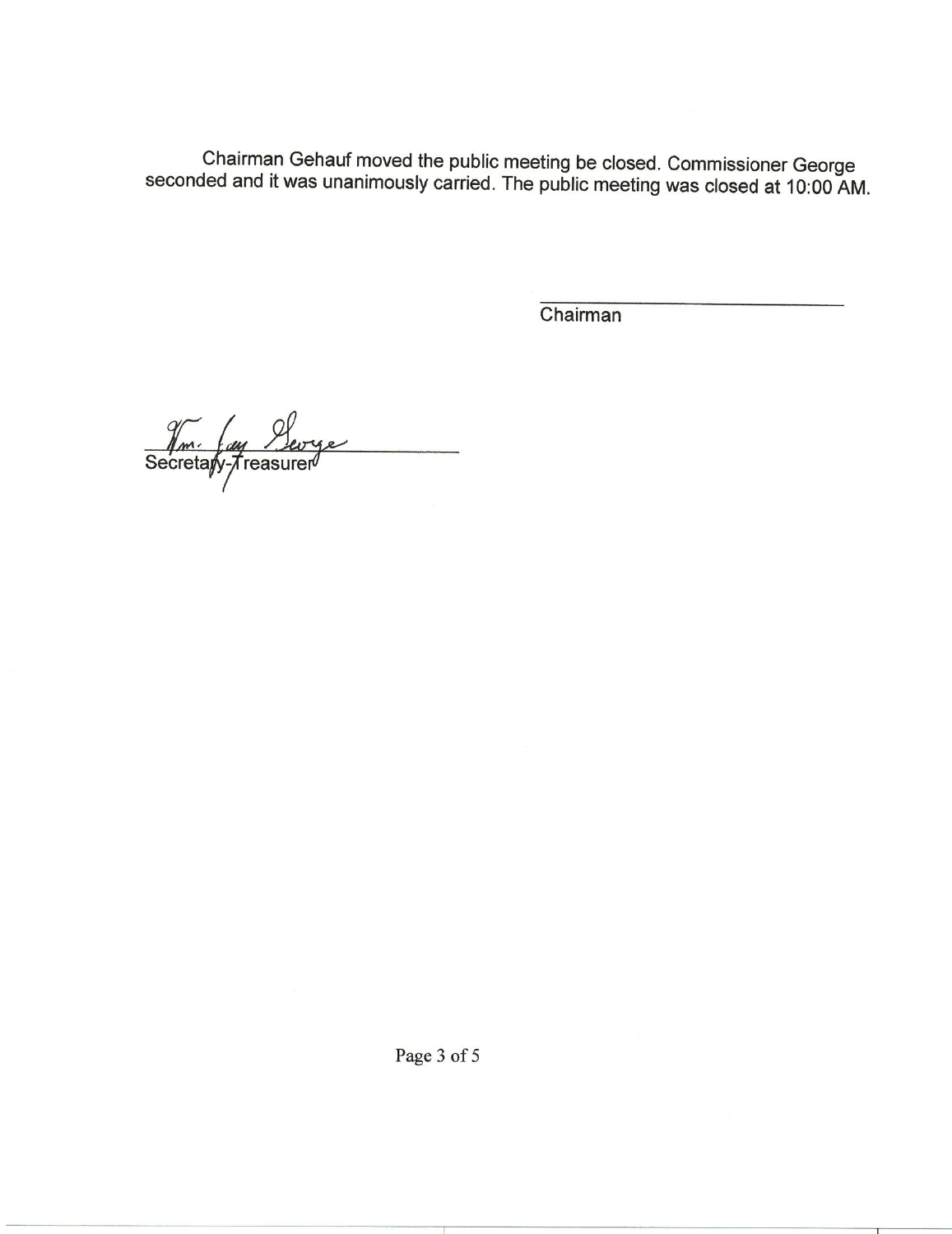Chairman Gehauf moved the public meeting be closed. Commissioner George seconded and it was unanimously carried. The public meeting was closed at 10:00 AM.

\_\_\_\_\_\_\_\_\_\_\_\_\_\_\_\_\_\_\_\_\_\_\_\_\_\_\_\_
Chairman

Wm. Jay George
Secretary-Treasurer